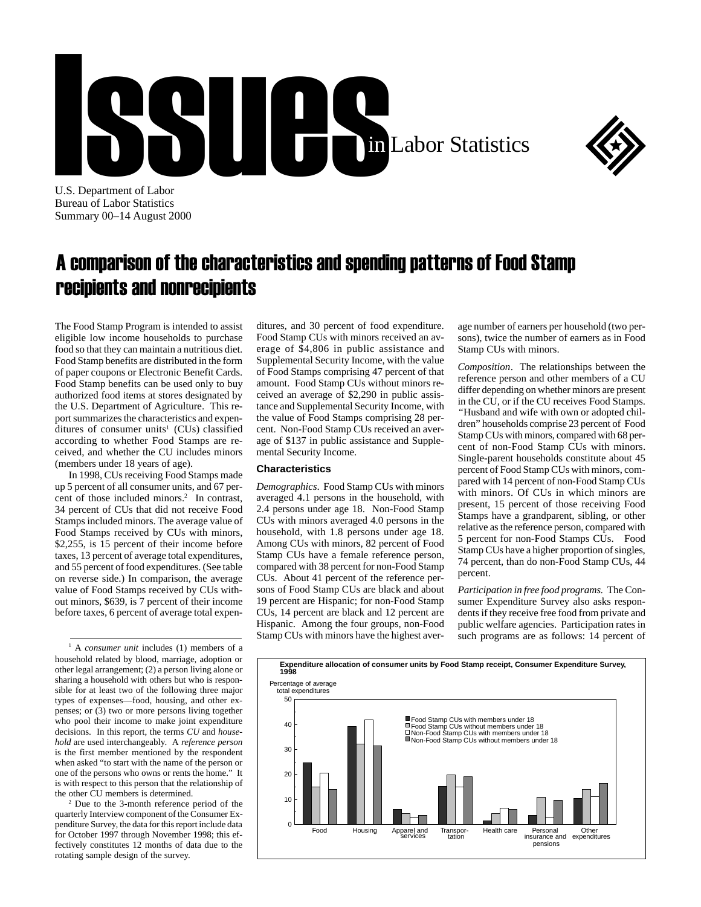# Issues in Labor Statistics

U.S. Department of Labor
Bureau of Labor Statistics
Summary 00–14 August 2000

## A comparison of the characteristics and spending patterns of Food Stamp recipients and nonrecipients

The Food Stamp Program is intended to assist eligible low income households to purchase food so that they can maintain a nutritious diet. Food Stamp benefits are distributed in the form of paper coupons or Electronic Benefit Cards. Food Stamp benefits can be used only to buy authorized food items at stores designated by the U.S. Department of Agriculture. This report summarizes the characteristics and expenditures of consumer units[1] (CUs) classified according to whether Food Stamps are received, and whether the CU includes minors (members under 18 years of age).

In 1998, CUs receiving Food Stamps made up 5 percent of all consumer units, and 67 percent of those included minors.[2] In contrast, 34 percent of CUs that did not receive Food Stamps included minors. The average value of Food Stamps received by CUs with minors, $2,255, is 15 percent of their income before taxes, 13 percent of average total expenditures, and 55 percent of food expenditures. (See table on reverse side.) In comparison, the average value of Food Stamps received by CUs without minors, $639, is 7 percent of their income before taxes, 6 percent of average total expenditures, and 30 percent of food expenditure. Food Stamp CUs with minors received an average of $4,806 in public assistance and Supplemental Security Income, with the value of Food Stamps comprising 47 percent of that amount. Food Stamp CUs without minors received an average of $2,290 in public assistance and Supplemental Security Income, with the value of Food Stamps comprising 28 percent. Non-Food Stamp CUs received an average of $137 in public assistance and Supplemental Security Income.

### Characteristics

*Demographics*. Food Stamp CUs with minors averaged 4.1 persons in the household, with 2.4 persons under age 18. Non-Food Stamp CUs with minors averaged 4.0 persons in the household, with 1.8 persons under age 18. Among CUs with minors, 82 percent of Food Stamp CUs have a female reference person, compared with 38 percent for non-Food Stamp CUs. About 41 percent of the reference persons of Food Stamp CUs are black and about 19 percent are Hispanic; for non-Food Stamp CUs, 14 percent are black and 12 percent are Hispanic. Among the four groups, non-Food Stamp CUs with minors have the highest average number of earners per household (two persons), twice the number of earners as in Food Stamp CUs with minors.

*Composition*. The relationships between the reference person and other members of a CU differ depending on whether minors are present in the CU, or if the CU receives Food Stamps. "Husband and wife with own or adopted children" households comprise 23 percent of Food Stamp CUs with minors, compared with 68 percent of non-Food Stamp CUs with minors. Single-parent households constitute about 45 percent of Food Stamp CUs with minors, compared with 14 percent of non-Food Stamp CUs with minors. Of CUs in which minors are present, 15 percent of those receiving Food Stamps have a grandparent, sibling, or other relative as the reference person, compared with 5 percent for non-Food Stamps CUs. Food Stamp CUs have a higher proportion of singles, 74 percent, than do non-Food Stamp CUs, 44 percent.

*Participation in free food programs*. The Consumer Expenditure Survey also asks respondents if they receive free food from private and public welfare agencies. Participation rates in such programs are as follows: 14 percent of

**Expenditure allocation of consumer units by Food Stamp receipt, Consumer Expenditure Survey, 1998**

Percentage of average total expenditures

| Category | Food Stamp CUs with members under 18 | Food Stamp CUs without members under 18 | Non-Food Stamp CUs with members under 18 | Non-Food Stamp CUs without members under 18 |
|---|---|---|---|---|
| Food | 24.5 | 15 | 20.5 | 14 |
| Housing | 39 | 32 | 41.5 | 31 |
| Apparel and services | 6 | 4.5 | 3 | 3.5 |
| Transportation | 15 | 19.5 | 15 | 19 |
| Health care | 1.5 | 4.5 | 6.5 | 6 |
| Personal insurance and pensions | 3.5 | 11 | 2.5 | 9.5 |
| Other expenditures | 10.5 | 14 | 11 | 16.5 |

---

[1] A *consumer unit* includes (1) members of a household related by blood, marriage, adoption or other legal arrangement; (2) a person living alone or sharing a household with others but who is responsible for at least two of the following three major types of expenses—food, housing, and other expenses; or (3) two or more persons living together who pool their income to make joint expenditure decisions. In this report, the terms *CU* and *household* are used interchangeably. A *reference person* is the first member mentioned by the respondent when asked "to start with the name of the person or one of the persons who owns or rents the home." It is with respect to this person that the relationship of the other CU members is determined.

[2] Due to the 3-month reference period of the quarterly Interview component of the Consumer Expenditure Survey, the data for this report include data for October 1997 through November 1998; this effectively constitutes 12 months of data due to the rotating sample design of the survey.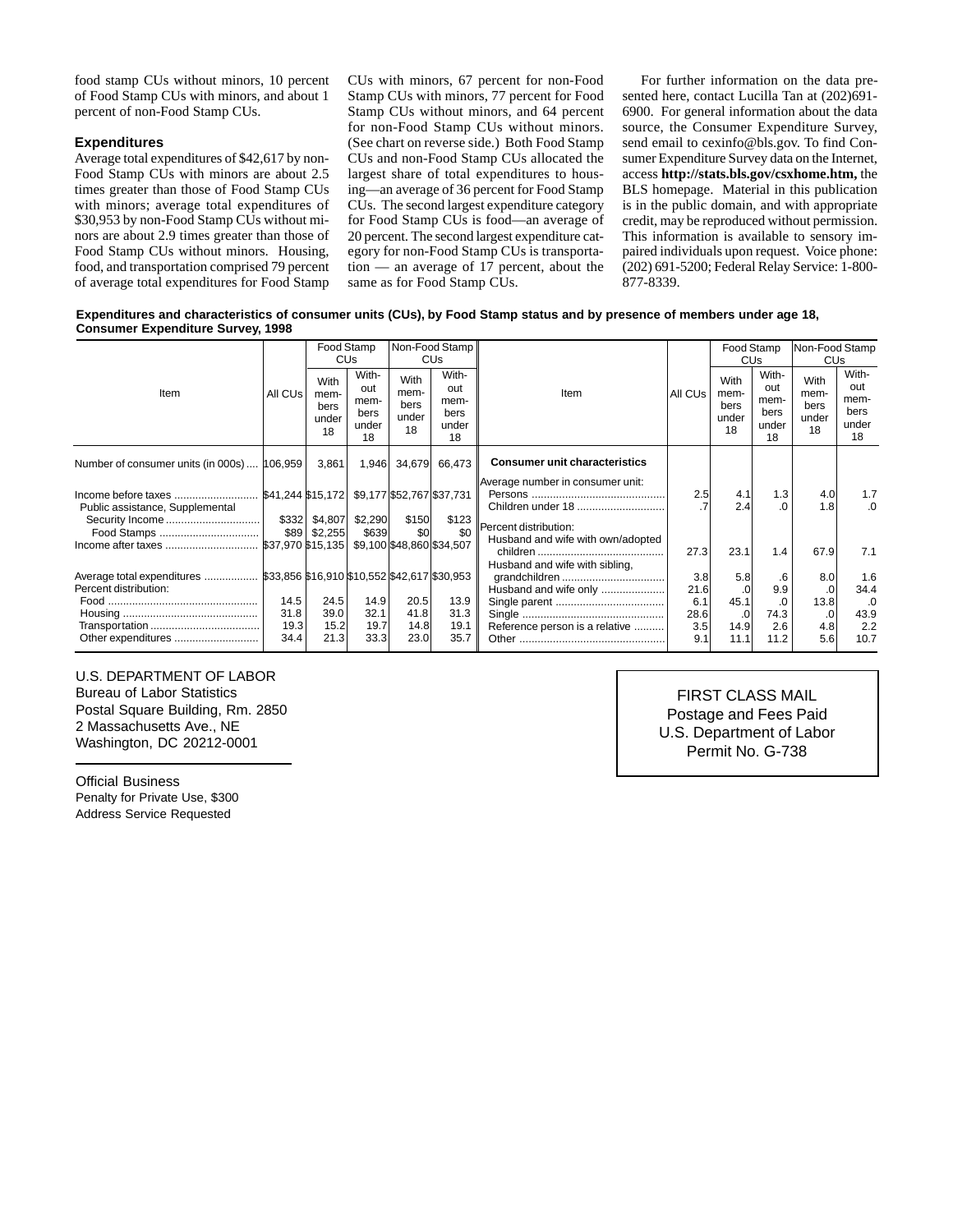food stamp CUs without minors, 10 percent of Food Stamp CUs with minors, and about 1 percent of non-Food Stamp CUs.

### Expenditures

Average total expenditures of $42,617 by non-Food Stamp CUs with minors are about 2.5 times greater than those of Food Stamp CUs with minors; average total expenditures of $30,953 by non-Food Stamp CUs without minors are about 2.9 times greater than those of Food Stamp CUs without minors. Housing, food, and transportation comprised 79 percent of average total expenditures for Food Stamp CUs with minors, 67 percent for non-Food Stamp CUs with minors, 77 percent for Food Stamp CUs without minors, and 64 percent for non-Food Stamp CUs without minors. (See chart on reverse side.) Both Food Stamp CUs and non-Food Stamp CUs allocated the largest share of total expenditures to housing—an average of 36 percent for Food Stamp CUs. The second largest expenditure category for Food Stamp CUs is food—an average of 20 percent. The second largest expenditure category for non-Food Stamp CUs is transportation — an average of 17 percent, about the same as for Food Stamp CUs.

For further information on the data presented here, contact Lucilla Tan at (202)691-6900. For general information about the data source, the Consumer Expenditure Survey, send email to cexinfo@bls.gov. To find Consumer Expenditure Survey data on the Internet, access **http://stats.bls.gov/csxhome.htm,** the BLS homepage. Material in this publication is in the public domain, and with appropriate credit, may be reproduced without permission. This information is available to sensory impaired individuals upon request. Voice phone: (202) 691-5200; Federal Relay Service: 1-800-877-8339.

**Expenditures and characteristics of consumer units (CUs), by Food Stamp status and by presence of members under age 18, Consumer Expenditure Survey, 1998**

| Item | All CUs | Food Stamp CUs | | Non-Food Stamp CUs | |
|---|---|---|---|---|---|
| | | With members under 18 | Without members under 18 | With members under 18 | Without members under 18 |
| Number of consumer units (in 000s) | 106,959 | 3,861 | 1,946 | 34,679 | 66,473 |
| Income before taxes | $41,244 | $15,172 | $9,177 | $52,767 | $37,731 |
| Public assistance, Supplemental Security Income | $332 | $4,807 | $2,290 | $150 | $123 |
| Food Stamps | $89 | $2,255 | $639 | $0 | $0 |
| Income after taxes | $37,970 | $15,135 | $9,100 | $48,860 | $34,507 |
| Average total expenditures | $33,856 | $16,910 | $10,552 | $42,617 | $30,953 |
| Percent distribution: | | | | | |
| Food | 14.5 | 24.5 | 14.9 | 20.5 | 13.9 |
| Housing | 31.8 | 39.0 | 32.1 | 41.8 | 31.3 |
| Transportation | 19.3 | 15.2 | 19.7 | 14.8 | 19.1 |
| Other expenditures | 34.4 | 21.3 | 33.3 | 23.0 | 35.7 |
| **Consumer unit characteristics** | | | | | |
| Average number in consumer unit: | | | | | |
| Persons | 2.5 | 4.1 | 1.3 | 4.0 | 1.7 |
| Children under 18 | .7 | 2.4 | .0 | 1.8 | .0 |
| Percent distribution: | | | | | |
| Husband and wife with own/adopted children | 27.3 | 23.1 | 1.4 | 67.9 | 7.1 |
| Husband and wife with sibling, grandchildren | 3.8 | 5.8 | .6 | 8.0 | 1.6 |
| Husband and wife only | 21.6 | .0 | 9.9 | .0 | 34.4 |
| Single parent | 6.1 | 45.1 | .0 | 13.8 | .0 |
| Single | 28.6 | .0 | 74.3 | .0 | 43.9 |
| Reference person is a relative | 3.5 | 14.9 | 2.6 | 4.8 | 2.2 |
| Other | 9.1 | 11.1 | 11.2 | 5.6 | 10.7 |

U.S. DEPARTMENT OF LABOR
Bureau of Labor Statistics
Postal Square Building, Rm. 2850
2 Massachusetts Ave., NE
Washington, DC 20212-0001

Official Business
Penalty for Private Use, $300
Address Service Requested

FIRST CLASS MAIL
Postage and Fees Paid
U.S. Department of Labor
Permit No. G-738